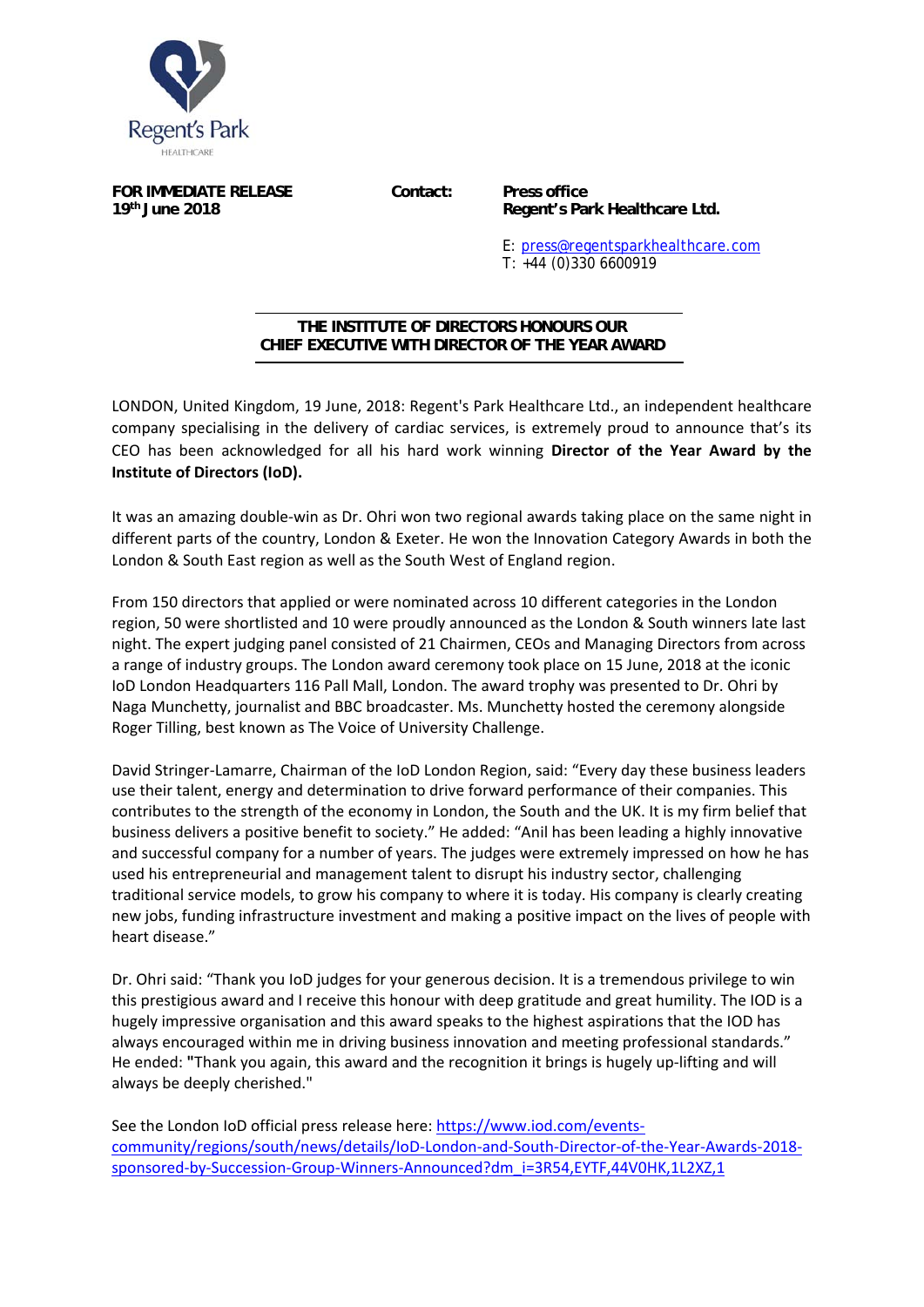Regent's Park
HEALTHCARE

**FOR IMMEDIATE RELEASE**
**19th June 2018**

**Contact:** **Press office**
**Regent's Park Healthcare Ltd.**

E: press@regentsparkhealthcare.com
T: +44 (0)330 6600919

## THE INSTITUTE OF DIRECTORS HONOURS OUR CHIEF EXECUTIVE WITH DIRECTOR OF THE YEAR AWARD

LONDON, United Kingdom, 19 June, 2018: Regent's Park Healthcare Ltd., an independent healthcare company specialising in the delivery of cardiac services, is extremely proud to announce that's its CEO has been acknowledged for all his hard work winning **Director of the Year Award by the Institute of Directors (IoD).**

It was an amazing double-win as Dr. Ohri won two regional awards taking place on the same night in different parts of the country, London & Exeter. He won the Innovation Category Awards in both the London & South East region as well as the South West of England region.

From 150 directors that applied or were nominated across 10 different categories in the London region, 50 were shortlisted and 10 were proudly announced as the London & South winners late last night. The expert judging panel consisted of 21 Chairmen, CEOs and Managing Directors from across a range of industry groups. The London award ceremony took place on 15 June, 2018 at the iconic IoD London Headquarters 116 Pall Mall, London. The award trophy was presented to Dr. Ohri by Naga Munchetty, journalist and BBC broadcaster. Ms. Munchetty hosted the ceremony alongside Roger Tilling, best known as The Voice of University Challenge.

David Stringer-Lamarre, Chairman of the IoD London Region, said: "Every day these business leaders use their talent, energy and determination to drive forward performance of their companies. This contributes to the strength of the economy in London, the South and the UK. It is my firm belief that business delivers a positive benefit to society." He added: "Anil has been leading a highly innovative and successful company for a number of years. The judges were extremely impressed on how he has used his entrepreneurial and management talent to disrupt his industry sector, challenging traditional service models, to grow his company to where it is today. His company is clearly creating new jobs, funding infrastructure investment and making a positive impact on the lives of people with heart disease."

Dr. Ohri said: "Thank you IoD judges for your generous decision. It is a tremendous privilege to win this prestigious award and I receive this honour with deep gratitude and great humility. The IOD is a hugely impressive organisation and this award speaks to the highest aspirations that the IOD has always encouraged within me in driving business innovation and meeting professional standards." He ended: "Thank you again, this award and the recognition it brings is hugely up-lifting and will always be deeply cherished."

See the London IoD official press release here: https://www.iod.com/events-community/regions/south/news/details/IoD-London-and-South-Director-of-the-Year-Awards-2018-sponsored-by-Succession-Group-Winners-Announced?dm_i=3R54,EYTF,44V0HK,1L2XZ,1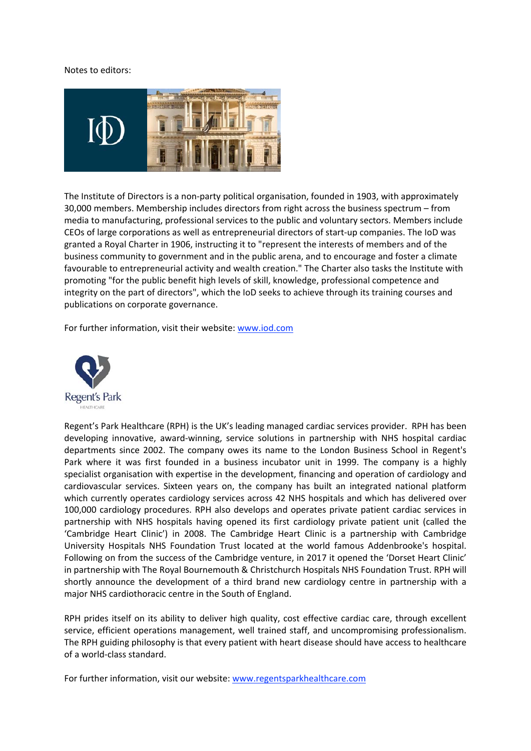Notes to editors:

The Institute of Directors is a non-party political organisation, founded in 1903, with approximately 30,000 members. Membership includes directors from right across the business spectrum – from media to manufacturing, professional services to the public and voluntary sectors. Members include CEOs of large corporations as well as entrepreneurial directors of start-up companies. The IoD was granted a Royal Charter in 1906, instructing it to "represent the interests of members and of the business community to government and in the public arena, and to encourage and foster a climate favourable to entrepreneurial activity and wealth creation." The Charter also tasks the Institute with promoting "for the public benefit high levels of skill, knowledge, professional competence and integrity on the part of directors", which the IoD seeks to achieve through its training courses and publications on corporate governance.

For further information, visit their website: [www.iod.com](http://www.iod.com)

Regent's Park Healthcare (RPH) is the UK's leading managed cardiac services provider. RPH has been developing innovative, award-winning, service solutions in partnership with NHS hospital cardiac departments since 2002. The company owes its name to the London Business School in Regent's Park where it was first founded in a business incubator unit in 1999. The company is a highly specialist organisation with expertise in the development, financing and operation of cardiology and cardiovascular services. Sixteen years on, the company has built an integrated national platform which currently operates cardiology services across 42 NHS hospitals and which has delivered over 100,000 cardiology procedures. RPH also develops and operates private patient cardiac services in partnership with NHS hospitals having opened its first cardiology private patient unit (called the 'Cambridge Heart Clinic') in 2008. The Cambridge Heart Clinic is a partnership with Cambridge University Hospitals NHS Foundation Trust located at the world famous Addenbrooke's hospital. Following on from the success of the Cambridge venture, in 2017 it opened the 'Dorset Heart Clinic' in partnership with The Royal Bournemouth & Christchurch Hospitals NHS Foundation Trust. RPH will shortly announce the development of a third brand new cardiology centre in partnership with a major NHS cardiothoracic centre in the South of England.

RPH prides itself on its ability to deliver high quality, cost effective cardiac care, through excellent service, efficient operations management, well trained staff, and uncompromising professionalism. The RPH guiding philosophy is that every patient with heart disease should have access to healthcare of a world-class standard.

For further information, visit our website: [www.regentsparkhealthcare.com](http://www.regentsparkhealthcare.com)